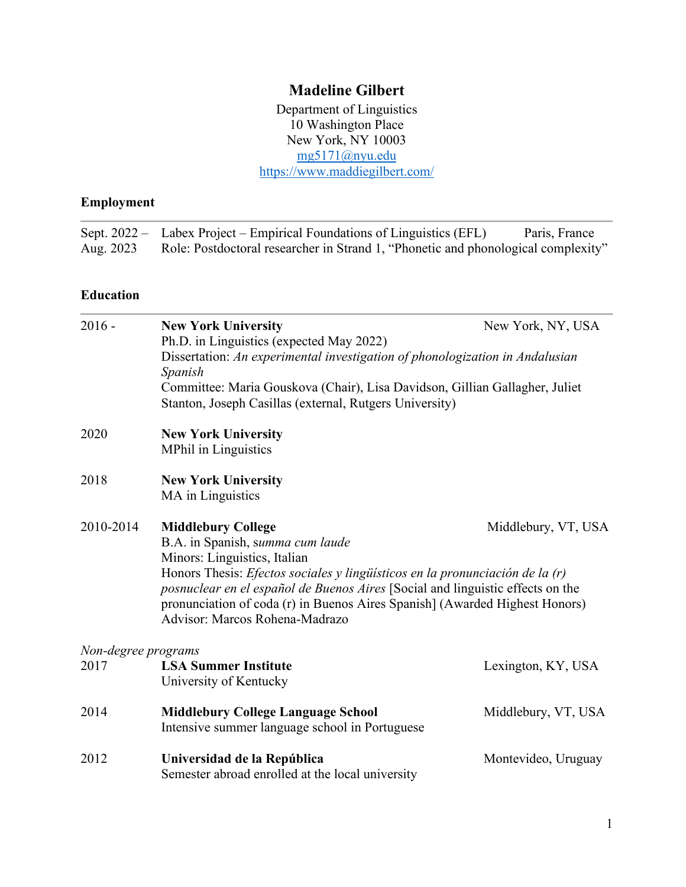# Madeline Gilbert

Department of Linguistics
10 Washington Place
New York, NY 10003
[mg5171@nyu.edu](mailto:mg5171@nyu.edu)
[https://www.maddiegilbert.com/](https://www.maddiegilbert.com/)

## Employment

**Sept. 2022 – Aug. 2023** — Labex Project – Empirical Foundations of Linguistics (EFL), Paris, France
Role: Postdoctoral researcher in Strand 1, "Phonetic and phonological complexity"

## Education

**2016 -** — **New York University**, New York, NY, USA
Ph.D. in Linguistics (expected May 2022)
Dissertation: *An experimental investigation of phonologization in Andalusian Spanish*
Committee: Maria Gouskova (Chair), Lisa Davidson, Gillian Gallagher, Juliet Stanton, Joseph Casillas (external, Rutgers University)

**2020** — **New York University**
MPhil in Linguistics

**2018** — **New York University**
MA in Linguistics

**2010-2014** — **Middlebury College**, Middlebury, VT, USA
B.A. in Spanish, *summa cum laude*
Minors: Linguistics, Italian
Honors Thesis: *Efectos sociales y lingüísticos en la pronunciación de la (r) posnuclear en el español de Buenos Aires* [Social and linguistic effects on the pronunciation of coda (r) in Buenos Aires Spanish] (Awarded Highest Honors)
Advisor: Marcos Rohena-Madrazo

*Non-degree programs*

**2017** — **LSA Summer Institute**, Lexington, KY, USA
University of Kentucky

**2014** — **Middlebury College Language School**, Middlebury, VT, USA
Intensive summer language school in Portuguese

**2012** — **Universidad de la República**, Montevideo, Uruguay
Semester abroad enrolled at the local university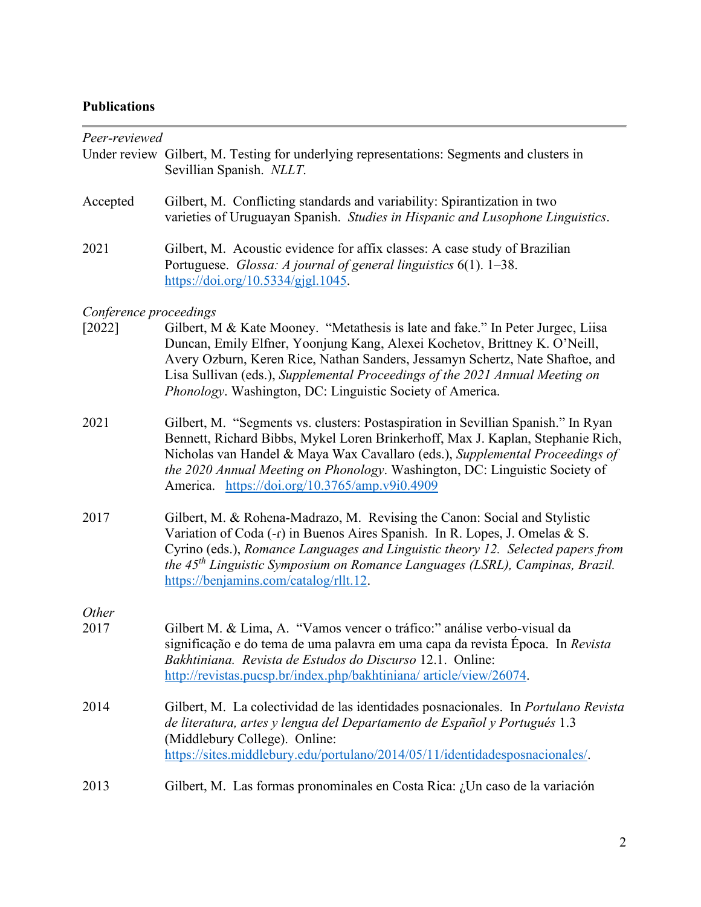**Publications**

---

*Peer-reviewed*

Under review Gilbert, M. Testing for underlying representations: Segments and clusters in Sevillian Spanish. *NLLT*.

Accepted Gilbert, M. Conflicting standards and variability: Spirantization in two varieties of Uruguayan Spanish. *Studies in Hispanic and Lusophone Linguistics*.

2021 Gilbert, M. Acoustic evidence for affix classes: A case study of Brazilian Portuguese. *Glossa: A journal of general linguistics* 6(1). 1–38. https://doi.org/10.5334/gjgl.1045.

*Conference proceedings*

[2022] Gilbert, M & Kate Mooney. "Metathesis is late and fake." In Peter Jurgec, Liisa Duncan, Emily Elfner, Yoonjung Kang, Alexei Kochetov, Brittney K. O'Neill, Avery Ozburn, Keren Rice, Nathan Sanders, Jessamyn Schertz, Nate Shaftoe, and Lisa Sullivan (eds.), *Supplemental Proceedings of the 2021 Annual Meeting on Phonology*. Washington, DC: Linguistic Society of America.

2021 Gilbert, M. "Segments vs. clusters: Postaspiration in Sevillian Spanish." In Ryan Bennett, Richard Bibbs, Mykel Loren Brinkerhoff, Max J. Kaplan, Stephanie Rich, Nicholas van Handel & Maya Wax Cavallaro (eds.), *Supplemental Proceedings of the 2020 Annual Meeting on Phonology*. Washington, DC: Linguistic Society of America. https://doi.org/10.3765/amp.v9i0.4909

2017 Gilbert, M. & Rohena-Madrazo, M. Revising the Canon: Social and Stylistic Variation of Coda (-ɾ) in Buenos Aires Spanish. In R. Lopes, J. Omelas & S. Cyrino (eds.), *Romance Languages and Linguistic theory 12. Selected papers from the 45th Linguistic Symposium on Romance Languages (LSRL), Campinas, Brazil.* https://benjamins.com/catalog/rllt.12.

*Other*

2017 Gilbert M. & Lima, A. "Vamos vencer o tráfico:" análise verbo-visual da significação e do tema de uma palavra em uma capa da revista Época. In *Revista Bakhtiniana. Revista de Estudos do Discurso* 12.1. Online: http://revistas.pucsp.br/index.php/bakhtiniana/ article/view/26074.

2014 Gilbert, M. La colectividad de las identidades posnacionales. In *Portulano Revista de literatura, artes y lengua del Departamento de Español y Portugués* 1.3 (Middlebury College). Online: https://sites.middlebury.edu/portulano/2014/05/11/identidadesposnacionales/.

2013 Gilbert, M. Las formas pronominales en Costa Rica: ¿Un caso de la variación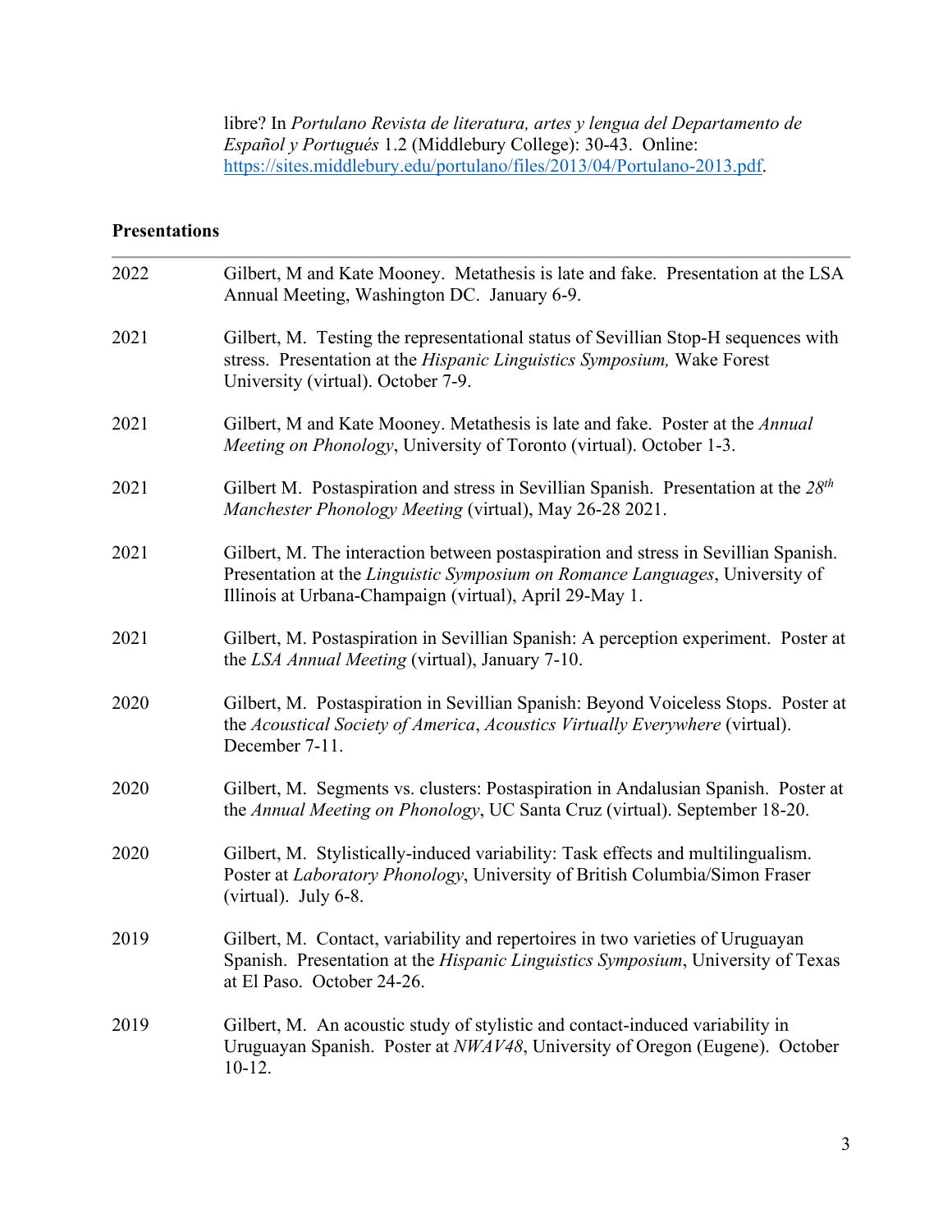libre? In *Portulano Revista de literatura, artes y lengua del Departamento de Español y Portugués* 1.2 (Middlebury College): 30-43. Online: [https://sites.middlebury.edu/portulano/files/2013/04/Portulano-2013.pdf](https://sites.middlebury.edu/portulano/files/2013/04/Portulano-2013.pdf).

## Presentations

| | |
|---|---|
| 2022 | Gilbert, M and Kate Mooney. Metathesis is late and fake. Presentation at the LSA Annual Meeting, Washington DC. January 6-9. |
| 2021 | Gilbert, M. Testing the representational status of Sevillian Stop-H sequences with stress. Presentation at the *Hispanic Linguistics Symposium,* Wake Forest University (virtual). October 7-9. |
| 2021 | Gilbert, M and Kate Mooney. Metathesis is late and fake. Poster at the *Annual Meeting on Phonology*, University of Toronto (virtual). October 1-3. |
| 2021 | Gilbert M. Postaspiration and stress in Sevillian Spanish. Presentation at the *28th Manchester Phonology Meeting* (virtual), May 26-28 2021. |
| 2021 | Gilbert, M. The interaction between postaspiration and stress in Sevillian Spanish. Presentation at the *Linguistic Symposium on Romance Languages*, University of Illinois at Urbana-Champaign (virtual), April 29-May 1. |
| 2021 | Gilbert, M. Postaspiration in Sevillian Spanish: A perception experiment. Poster at the *LSA Annual Meeting* (virtual), January 7-10. |
| 2020 | Gilbert, M. Postaspiration in Sevillian Spanish: Beyond Voiceless Stops. Poster at the *Acoustical Society of America*, *Acoustics Virtually Everywhere* (virtual). December 7-11. |
| 2020 | Gilbert, M. Segments vs. clusters: Postaspiration in Andalusian Spanish. Poster at the *Annual Meeting on Phonology*, UC Santa Cruz (virtual). September 18-20. |
| 2020 | Gilbert, M. Stylistically-induced variability: Task effects and multilingualism. Poster at *Laboratory Phonology*, University of British Columbia/Simon Fraser (virtual). July 6-8. |
| 2019 | Gilbert, M. Contact, variability and repertoires in two varieties of Uruguayan Spanish. Presentation at the *Hispanic Linguistics Symposium*, University of Texas at El Paso. October 24-26. |
| 2019 | Gilbert, M. An acoustic study of stylistic and contact-induced variability in Uruguayan Spanish. Poster at *NWAV48*, University of Oregon (Eugene). October 10-12. |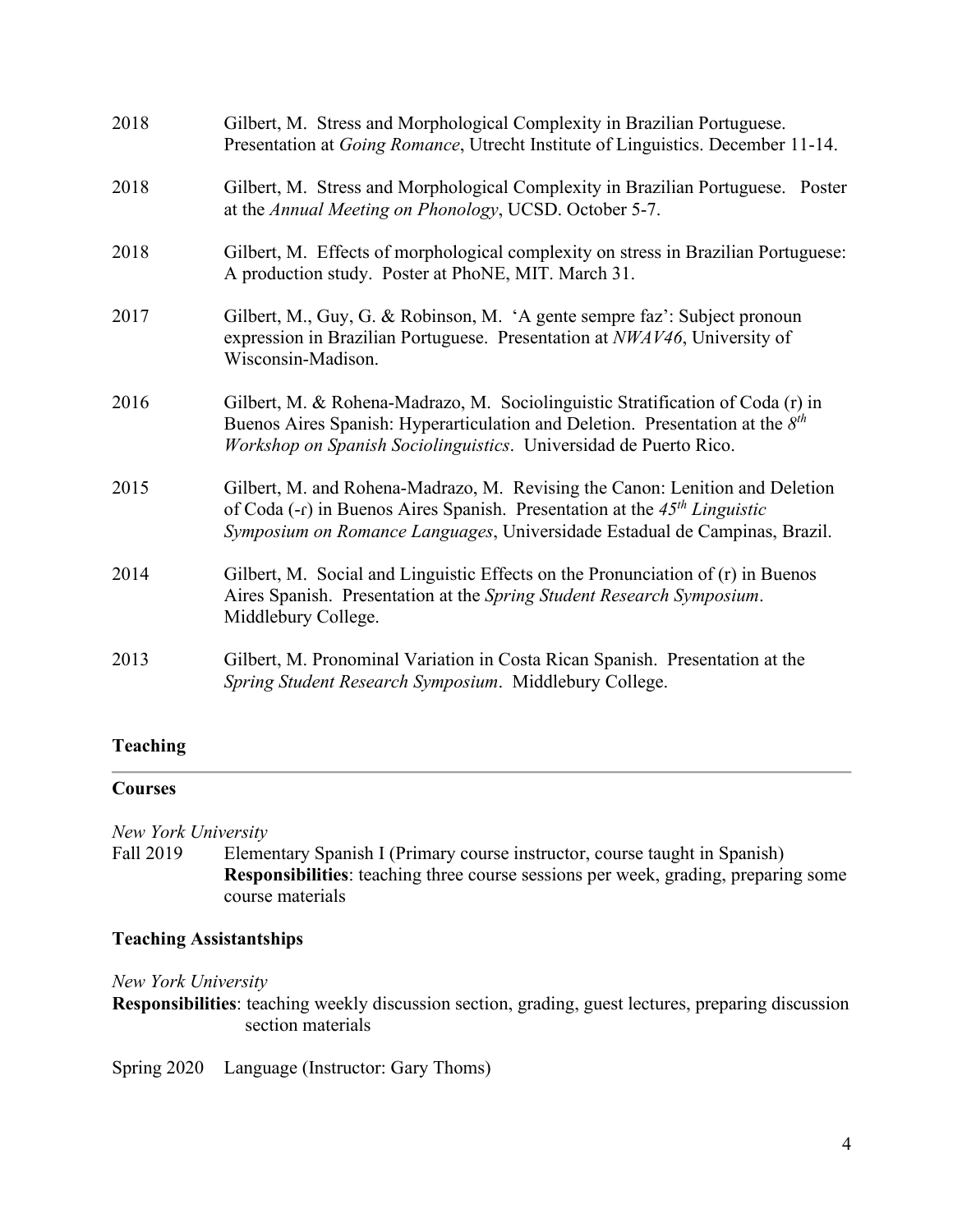2018 Gilbert, M. Stress and Morphological Complexity in Brazilian Portuguese. Presentation at *Going Romance*, Utrecht Institute of Linguistics. December 11-14.

2018 Gilbert, M. Stress and Morphological Complexity in Brazilian Portuguese. Poster at the *Annual Meeting on Phonology*, UCSD. October 5-7.

2018 Gilbert, M. Effects of morphological complexity on stress in Brazilian Portuguese: A production study. Poster at PhoNE, MIT. March 31.

2017 Gilbert, M., Guy, G. & Robinson, M. 'A gente sempre faz': Subject pronoun expression in Brazilian Portuguese. Presentation at *NWAV46*, University of Wisconsin-Madison.

2016 Gilbert, M. & Rohena-Madrazo, M. Sociolinguistic Stratification of Coda (ɾ) in Buenos Aires Spanish: Hyperarticulation and Deletion. Presentation at the *8th Workshop on Spanish Sociolinguistics*. Universidad de Puerto Rico.

2015 Gilbert, M. and Rohena-Madrazo, M. Revising the Canon: Lenition and Deletion of Coda (-ɾ) in Buenos Aires Spanish. Presentation at the *45th Linguistic Symposium on Romance Languages*, Universidade Estadual de Campinas, Brazil.

2014 Gilbert, M. Social and Linguistic Effects on the Pronunciation of (ɾ) in Buenos Aires Spanish. Presentation at the *Spring Student Research Symposium*. Middlebury College.

2013 Gilbert, M. Pronominal Variation in Costa Rican Spanish. Presentation at the *Spring Student Research Symposium*. Middlebury College.

## Teaching

### Courses

*New York University*

Fall 2019 Elementary Spanish I (Primary course instructor, course taught in Spanish)
**Responsibilities**: teaching three course sessions per week, grading, preparing some course materials

### Teaching Assistantships

*New York University*

**Responsibilities**: teaching weekly discussion section, grading, guest lectures, preparing discussion section materials

Spring 2020 Language (Instructor: Gary Thoms)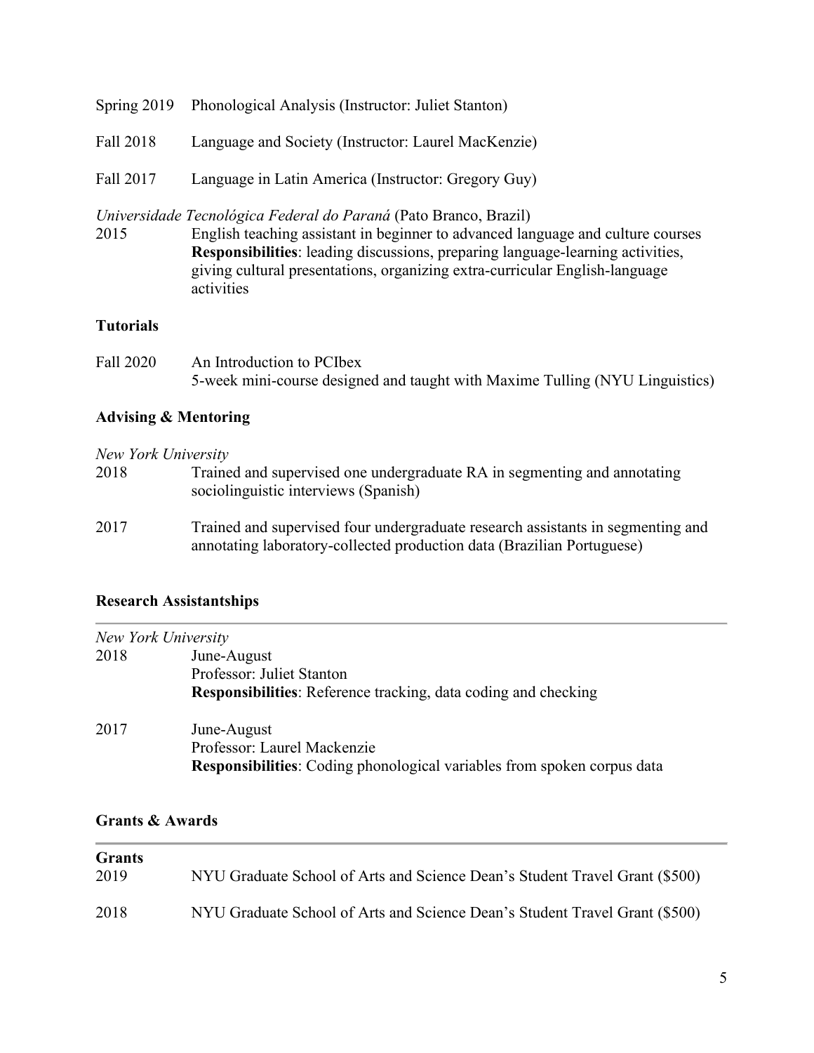Spring 2019 Phonological Analysis (Instructor: Juliet Stanton)

Fall 2018 Language and Society (Instructor: Laurel MacKenzie)

Fall 2017 Language in Latin America (Instructor: Gregory Guy)

*Universidade Tecnológica Federal do Paraná* (Pato Branco, Brazil)

2015 English teaching assistant in beginner to advanced language and culture courses
**Responsibilities**: leading discussions, preparing language-learning activities, giving cultural presentations, organizing extra-curricular English-language activities

### Tutorials

Fall 2020 An Introduction to PCIbex
5-week mini-course designed and taught with Maxime Tulling (NYU Linguistics)

### Advising & Mentoring

*New York University*

2018 Trained and supervised one undergraduate RA in segmenting and annotating sociolinguistic interviews (Spanish)

2017 Trained and supervised four undergraduate research assistants in segmenting and annotating laboratory-collected production data (Brazilian Portuguese)

### Research Assistantships

*New York University*

2018 June-August
Professor: Juliet Stanton
**Responsibilities**: Reference tracking, data coding and checking

2017 June-August
Professor: Laurel Mackenzie
**Responsibilities**: Coding phonological variables from spoken corpus data

### Grants & Awards

**Grants**

2019 NYU Graduate School of Arts and Science Dean's Student Travel Grant ($500)

2018 NYU Graduate School of Arts and Science Dean's Student Travel Grant ($500)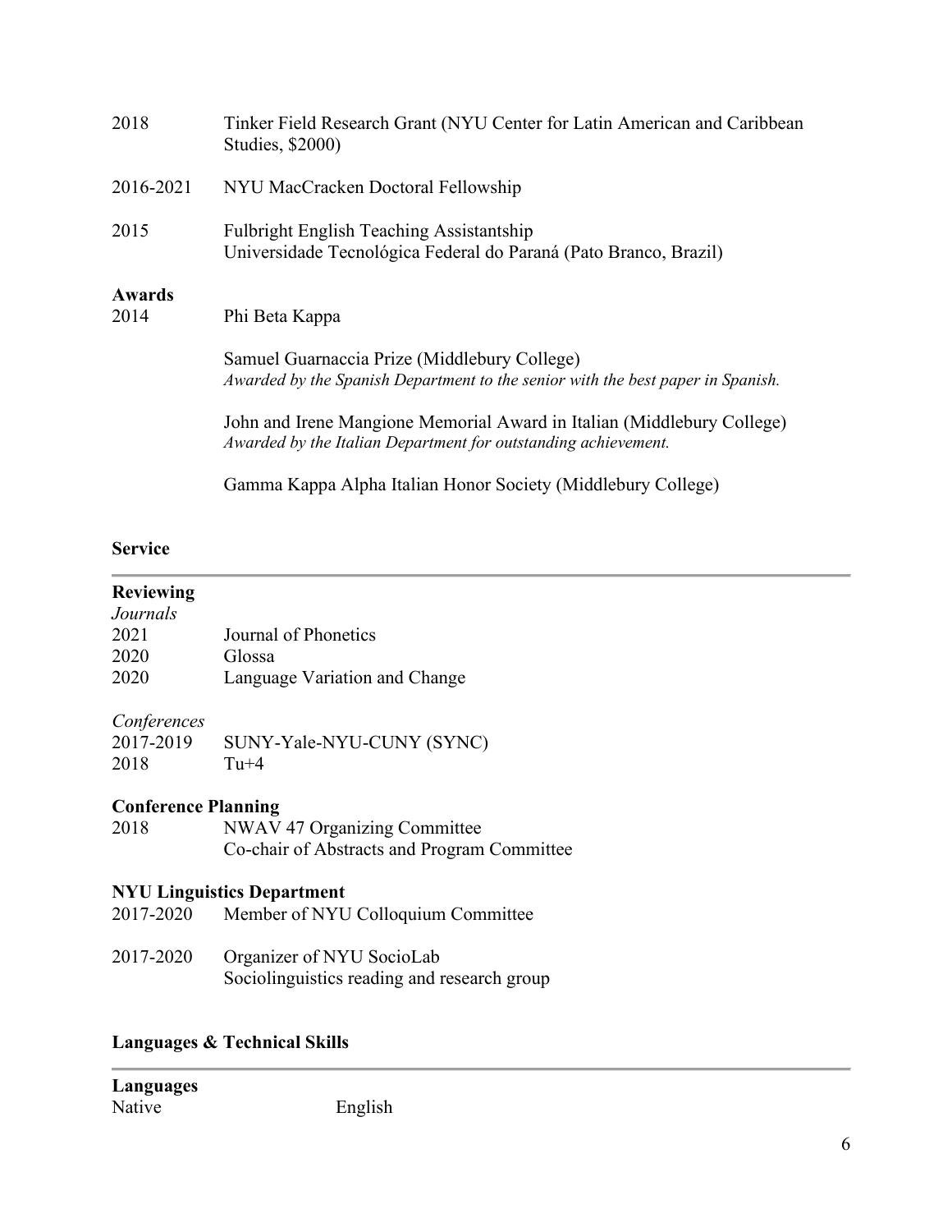2018 Tinker Field Research Grant (NYU Center for Latin American and Caribbean Studies, $2000)

2016-2021 NYU MacCracken Doctoral Fellowship

2015 Fulbright English Teaching Assistantship
Universidade Tecnológica Federal do Paraná (Pato Branco, Brazil)

**Awards**

2014 Phi Beta Kappa

Samuel Guarnaccia Prize (Middlebury College)
*Awarded by the Spanish Department to the senior with the best paper in Spanish.*

John and Irene Mangione Memorial Award in Italian (Middlebury College)
*Awarded by the Italian Department for outstanding achievement.*

Gamma Kappa Alpha Italian Honor Society (Middlebury College)

## Service

**Reviewing**

*Journals*

2021 Journal of Phonetics
2020 Glossa
2020 Language Variation and Change

*Conferences*

2017-2019 SUNY-Yale-NYU-CUNY (SYNC)
2018 Tu+4

**Conference Planning**

2018 NWAV 47 Organizing Committee
Co-chair of Abstracts and Program Committee

**NYU Linguistics Department**

2017-2020 Member of NYU Colloquium Committee

2017-2020 Organizer of NYU SocioLab
Sociolinguistics reading and research group

## Languages & Technical Skills

**Languages**

Native English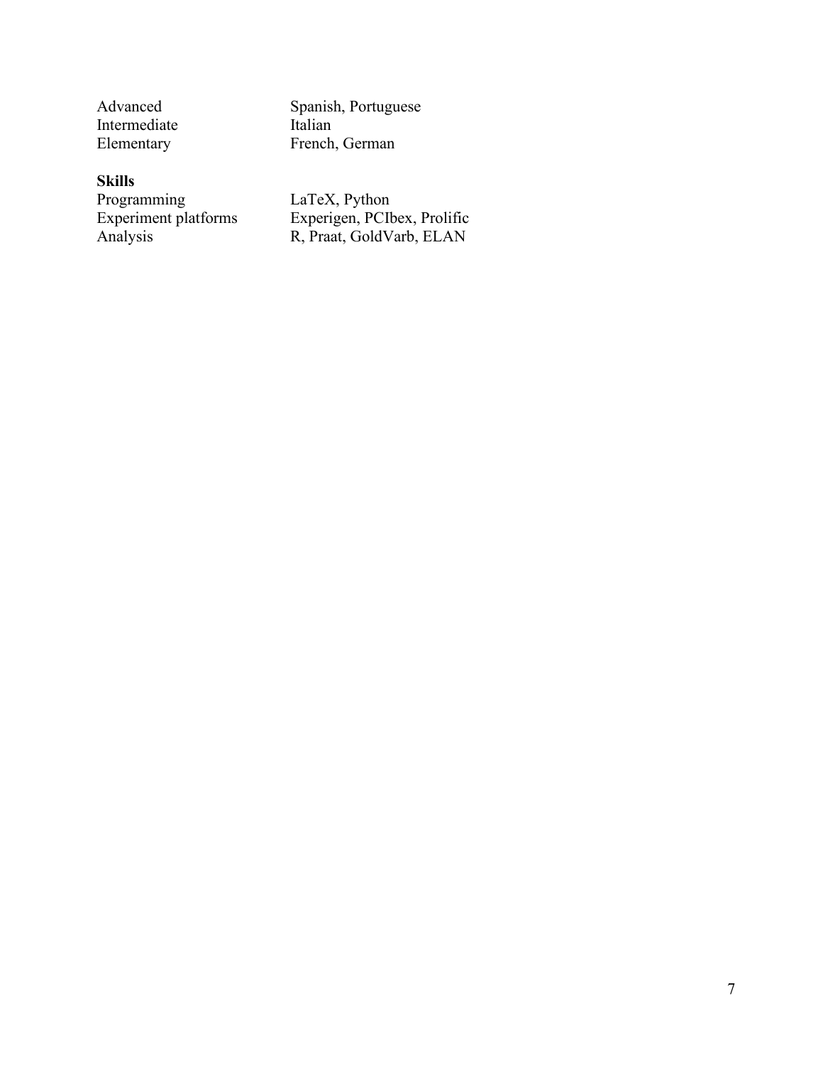| | |
|---|---|
| Advanced | Spanish, Portuguese |
| Intermediate | Italian |
| Elementary | French, German |

**Skills**

| | |
|---|---|
| Programming | LaTeX, Python |
| Experiment platforms | Experigen, PCIbex, Prolific |
| Analysis | R, Praat, GoldVarb, ELAN |